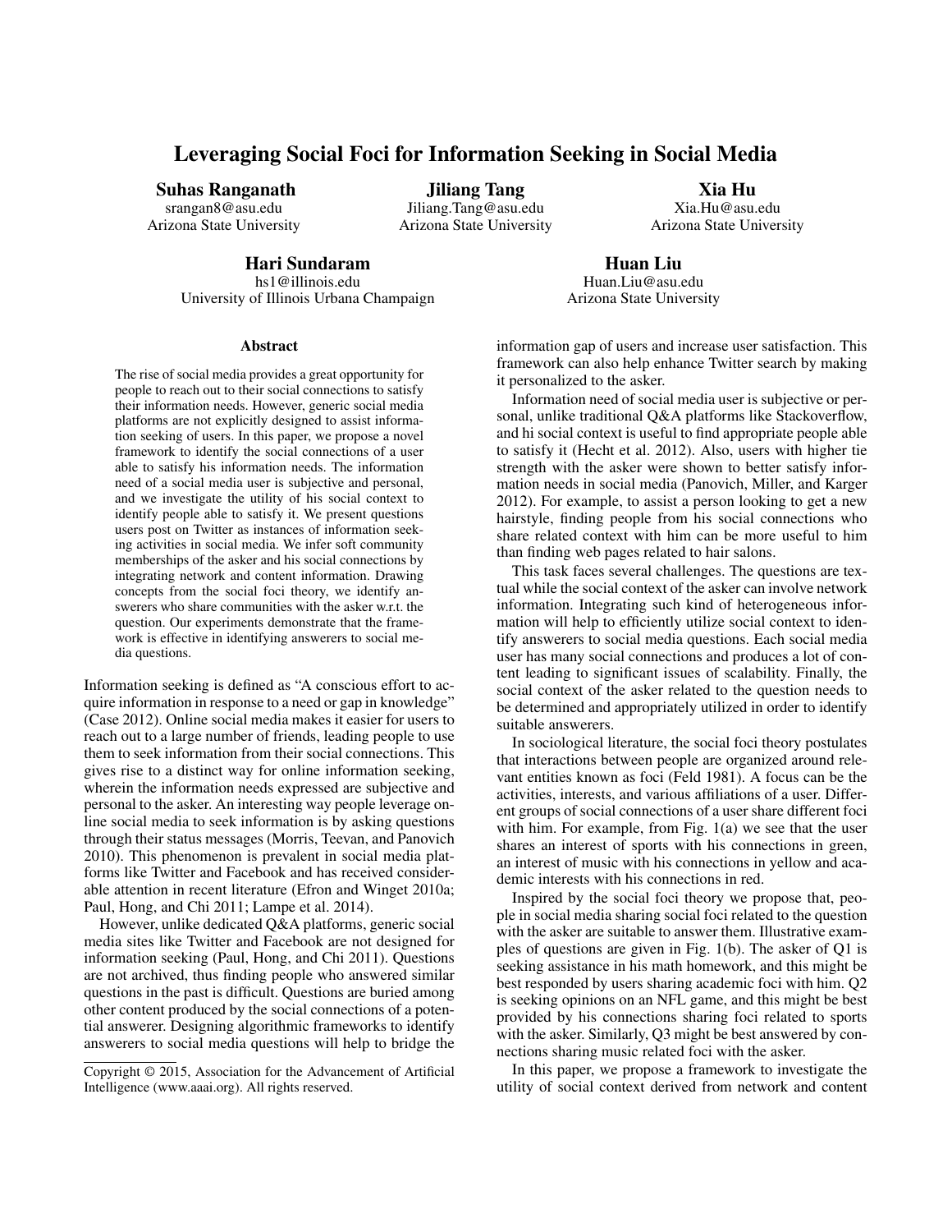# Leveraging Social Foci for Information Seeking in Social Media

**Suhas Ranganath**
srangan8@asu.edu
Arizona State University

**Jiliang Tang**
Jiliang.Tang@asu.edu
Arizona State University

**Xia Hu**
Xia.Hu@asu.edu
Arizona State University

**Hari Sundaram**
hs1@illinois.edu
University of Illinois Urbana Champaign

**Huan Liu**
Huan.Liu@asu.edu
Arizona State University

## Abstract

The rise of social media provides a great opportunity for people to reach out to their social connections to satisfy their information needs. However, generic social media platforms are not explicitly designed to assist information seeking of users. In this paper, we propose a novel framework to identify the social connections of a user able to satisfy his information needs. The information need of a social media user is subjective and personal, and we investigate the utility of his social context to identify people able to satisfy it. We present questions users post on Twitter as instances of information seeking activities in social media. We infer soft community memberships of the asker and his social connections by integrating network and content information. Drawing concepts from the social foci theory, we identify answerers who share communities with the asker w.r.t. the question. Our experiments demonstrate that the framework is effective in identifying answerers to social media questions.

Information seeking is defined as "A conscious effort to acquire information in response to a need or gap in knowledge" (Case 2012). Online social media makes it easier for users to reach out to a large number of friends, leading people to use them to seek information from their social connections. This gives rise to a distinct way for online information seeking, wherein the information needs expressed are subjective and personal to the asker. An interesting way people leverage online social media to seek information is by asking questions through their status messages (Morris, Teevan, and Panovich 2010). This phenomenon is prevalent in social media platforms like Twitter and Facebook and has received considerable attention in recent literature (Efron and Winget 2010a; Paul, Hong, and Chi 2011; Lampe et al. 2014).

However, unlike dedicated Q&A platforms, generic social media sites like Twitter and Facebook are not designed for information seeking (Paul, Hong, and Chi 2011). Questions are not archived, thus finding people who answered similar questions in the past is difficult. Questions are buried among other content produced by the social connections of a potential answerer. Designing algorithmic frameworks to identify answerers to social media questions will help to bridge the information gap of users and increase user satisfaction. This framework can also help enhance Twitter search by making it personalized to the asker.

Information need of social media user is subjective or personal, unlike traditional Q&A platforms like Stackoverflow, and hi social context is useful to find appropriate people able to satisfy it (Hecht et al. 2012). Also, users with higher tie strength with the asker were shown to better satisfy information needs in social media (Panovich, Miller, and Karger 2012). For example, to assist a person looking to get a new hairstyle, finding people from his social connections who share related context with him can be more useful to him than finding web pages related to hair salons.

This task faces several challenges. The questions are textual while the social context of the asker can involve network information. Integrating such kind of heterogeneous information will help to efficiently utilize social context to identify answerers to social media questions. Each social media user has many social connections and produces a lot of content leading to significant issues of scalability. Finally, the social context of the asker related to the question needs to be determined and appropriately utilized in order to identify suitable answerers.

In sociological literature, the social foci theory postulates that interactions between people are organized around relevant entities known as foci (Feld 1981). A focus can be the activities, interests, and various affiliations of a user. Different groups of social connections of a user share different foci with him. For example, from Fig. 1(a) we see that the user shares an interest of sports with his connections in green, an interest of music with his connections in yellow and academic interests with his connections in red.

Inspired by the social foci theory we propose that, people in social media sharing social foci related to the question with the asker are suitable to answer them. Illustrative examples of questions are given in Fig. 1(b). The asker of Q1 is seeking assistance in his math homework, and this might be best responded by users sharing academic foci with him. Q2 is seeking opinions on an NFL game, and this might be best provided by his connections sharing foci related to sports with the asker. Similarly, Q3 might be best answered by connections sharing music related foci with the asker.

In this paper, we propose a framework to investigate the utility of social context derived from network and content

Copyright © 2015, Association for the Advancement of Artificial Intelligence (www.aaai.org). All rights reserved.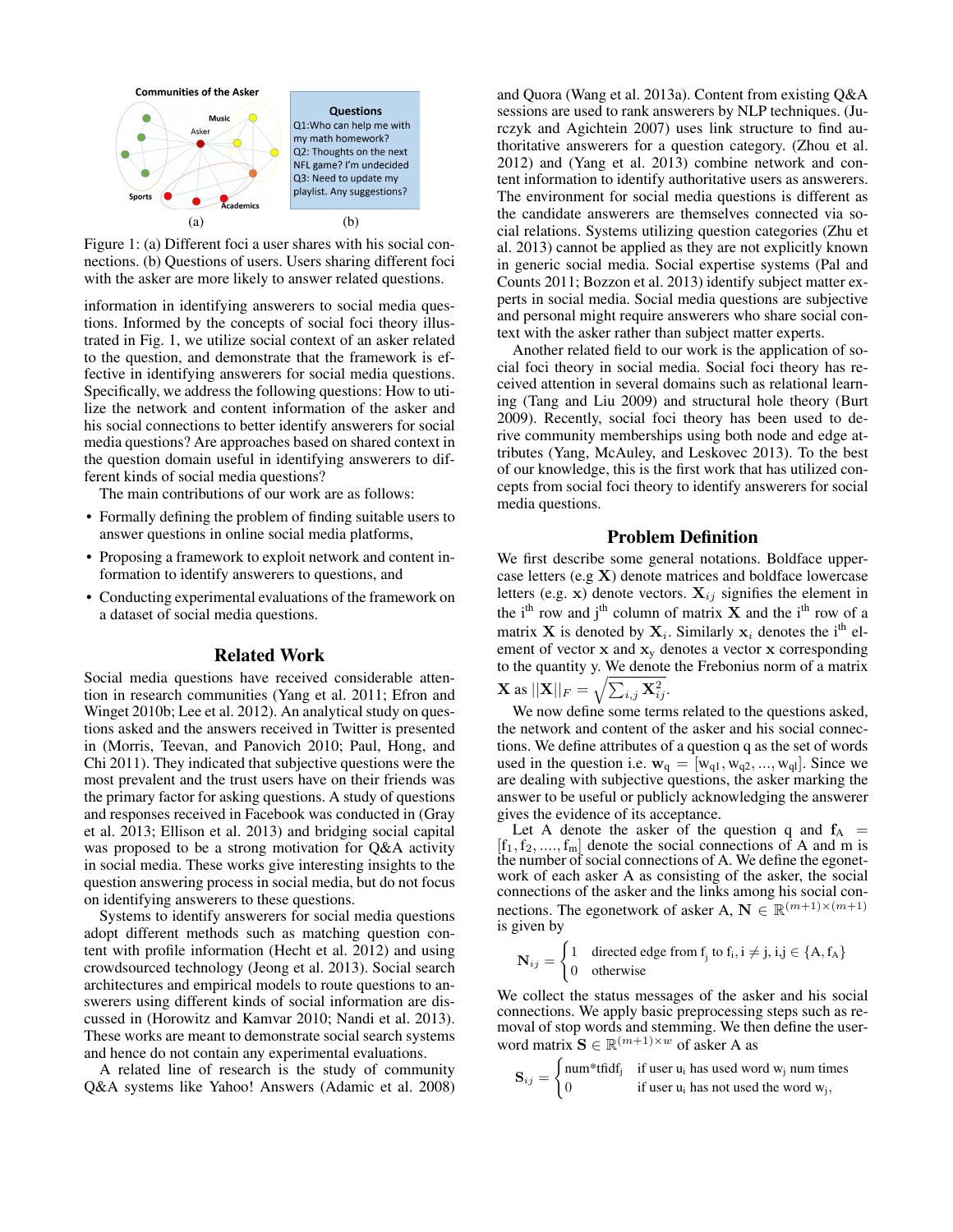Communities of the Asker

Music

Asker

Sports

Academics

(a)

**Questions**

Q1:Who can help me with my math homework?
Q2: Thoughts on the next NFL game? I'm undecided
Q3: Need to update my playlist. Any suggestions?

(b)

Figure 1: (a) Different foci a user shares with his social connections. (b) Questions of users. Users sharing different foci with the asker are more likely to answer related questions.

information in identifying answerers to social media questions. Informed by the concepts of social foci theory illustrated in Fig. 1, we utilize social context of an asker related to the question, and demonstrate that the framework is effective in identifying answerers for social media questions. Specifically, we address the following questions: How to utilize the network and content information of the asker and his social connections to better identify answerers for social media questions? Are approaches based on shared context in the question domain useful in identifying answerers to different kinds of social media questions?

The main contributions of our work are as follows:

- Formally defining the problem of finding suitable users to answer questions in online social media platforms,
- Proposing a framework to exploit network and content information to identify answerers to questions, and
- Conducting experimental evaluations of the framework on a dataset of social media questions.

## Related Work

Social media questions have received considerable attention in research communities (Yang et al. 2011; Efron and Winget 2010b; Lee et al. 2012). An analytical study on questions asked and the answers received in Twitter is presented in (Morris, Teevan, and Panovich 2010; Paul, Hong, and Chi 2011). They indicated that subjective questions were the most prevalent and the trust users have on their friends was the primary factor for asking questions. A study of questions and responses received in Facebook was conducted in (Gray et al. 2013; Ellison et al. 2013) and bridging social capital was proposed to be a strong motivation for Q&A activity in social media. These works give interesting insights to the question answering process in social media, but do not focus on identifying answerers to these questions.

Systems to identify answerers for social media questions adopt different methods such as matching question content with profile information (Hecht et al. 2012) and using crowdsourced technology (Jeong et al. 2013). Social search architectures and empirical models to route questions to answerers using different kinds of social information are discussed in (Horowitz and Kamvar 2010; Nandi et al. 2013). These works are meant to demonstrate social search systems and hence do not contain any experimental evaluations.

A related line of research is the study of community Q&A systems like Yahoo! Answers (Adamic et al. 2008) and Quora (Wang et al. 2013a). Content from existing Q&A sessions are used to rank answerers by NLP techniques. (Jurczyk and Agichtein 2007) uses link structure to find authoritative answerers for a question category. (Zhou et al. 2012) and (Yang et al. 2013) combine network and content information to identify authoritative users as answerers. The environment for social media questions is different as the candidate answerers are themselves connected via social relations. Systems utilizing question categories (Zhu et al. 2013) cannot be applied as they are not explicitly known in generic social media. Social expertise systems (Pal and Counts 2011; Bozzon et al. 2013) identify subject matter experts in social media. Social media questions are subjective and personal might require answerers who share social context with the asker rather than subject matter experts.

Another related field to our work is the application of social foci theory in social media. Social foci theory has received attention in several domains such as relational learning (Tang and Liu 2009) and structural hole theory (Burt 2009). Recently, social foci theory has been used to derive community memberships using both node and edge attributes (Yang, McAuley, and Leskovec 2013). To the best of our knowledge, this is the first work that has utilized concepts from social foci theory to identify answerers for social media questions.

## Problem Definition

We first describe some general notations. Boldface uppercase letters (e.g $\mathbf{X}$) denote matrices and boldface lowercase letters (e.g. $\mathbf{x}$) denote vectors. $\mathbf{X}_{ij}$ signifies the element in the i$^{\text{th}}$ row and j$^{\text{th}}$ column of matrix $\mathbf{X}$ and the i$^{\text{th}}$ row of a matrix $\mathbf{X}$ is denoted by $\mathbf{X}_i$. Similarly $\mathbf{x}_i$ denotes the i$^{\text{th}}$ element of vector $\mathbf{x}$ and $\mathbf{x}_{\text{y}}$ denotes a vector $\mathbf{x}$ corresponding to the quantity y. We denote the Frebonius norm of a matrix $\mathbf{X}$ as $||\mathbf{X}||_F = \sqrt{\sum_{i,j} \mathbf{X}_{ij}^2}$.

We now define some terms related to the questions asked, the network and content of the asker and his social connections. We define attributes of a question q as the set of words used in the question i.e. $\mathbf{w}_{\text{q}} = [\text{w}_{\text{q}1}, \text{w}_{\text{q}2}, ..., \text{w}_{\text{q}l}]$. Since we are dealing with subjective questions, the asker marking the answer to be useful or publicly acknowledging the answerer gives the evidence of its acceptance.

Let A denote the asker of the question q and $\mathbf{f}_{\text{A}} = [\text{f}_1, \text{f}_2, ...., \text{f}_{\text{m}}]$ denote the social connections of A and m is the number of social connections of A. We define the egonetwork of each asker A as consisting of the asker, the social connections of the asker and the links among his social connections. The egonetwork of asker A, $\mathbf{N} \in \mathbb{R}^{(m+1)\times(m+1)}$ is given by

$$\mathbf{N}_{ij} = \begin{cases} 1 & \text{directed edge from } \text{f}_\text{j} \text{ to } \text{f}_\text{i}, \text{i} \neq \text{j}, \text{i,j} \in \{\text{A}, \mathbf{f}_\text{A}\} \\ 0 & \text{otherwise} \end{cases}$$

We collect the status messages of the asker and his social connections. We apply basic preprocessing steps such as removal of stop words and stemming. We then define the user-word matrix $\mathbf{S} \in \mathbb{R}^{(m+1)\times w}$ of asker A as

$$\mathbf{S}_{ij} = \begin{cases} \text{num*tfidf}_\text{j} & \text{if user } \text{u}_\text{i} \text{ has used word } \text{w}_\text{j} \text{ num times} \\ 0 & \text{if user } \text{u}_\text{i} \text{ has not used the word } \text{w}_\text{j}, \end{cases}$$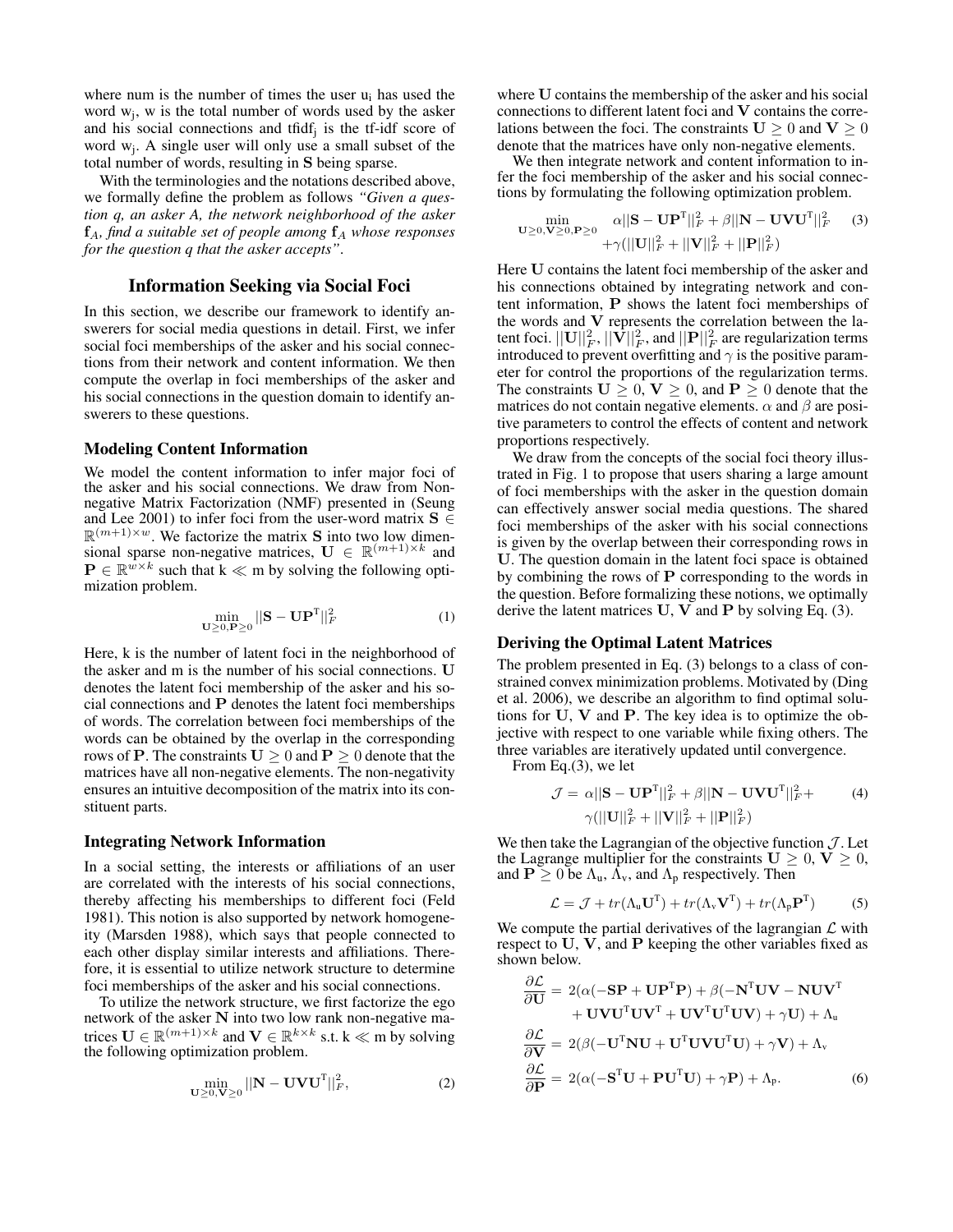where num is the number of times the user $u_i$ has used the word $w_j$, w is the total number of words used by the asker and his social connections and $tfidf_j$ is the tf-idf score of word $w_j$. A single user will only use a small subset of the total number of words, resulting in $\mathbf{S}$ being sparse.

With the terminologies and the notations described above, we formally define the problem as follows *"Given a question q, an asker A, the network neighborhood of the asker $\mathbf{f}_A$, find a suitable set of people among $\mathbf{f}_A$ whose responses for the question q that the asker accepts"*.

## Information Seeking via Social Foci

In this section, we describe our framework to identify answerers for social media questions in detail. First, we infer social foci memberships of the asker and his social connections from their network and content information. We then compute the overlap in foci memberships of the asker and his social connections in the question domain to identify answerers to these questions.

### Modeling Content Information

We model the content information to infer major foci of the asker and his social connections. We draw from Non-negative Matrix Factorization (NMF) presented in (Seung and Lee 2001) to infer foci from the user-word matrix $\mathbf{S} \in \mathbb{R}^{(m+1)\times w}$. We factorize the matrix $\mathbf{S}$ into two low dimensional sparse non-negative matrices, $\mathbf{U} \in \mathbb{R}^{(m+1)\times k}$ and $\mathbf{P} \in \mathbb{R}^{w\times k}$ such that $k \ll m$ by solving the following optimization problem.

$$\min_{\mathbf{U}\geq 0, \mathbf{P}\geq 0} ||\mathbf{S} - \mathbf{U}\mathbf{P}^{\mathrm{T}}||_F^2 \quad (1)$$

Here, k is the number of latent foci in the neighborhood of the asker and m is the number of his social connections. $\mathbf{U}$ denotes the latent foci membership of the asker and his social connections and $\mathbf{P}$ denotes the latent foci memberships of words. The correlation between foci memberships of the words can be obtained by the overlap in the corresponding rows of $\mathbf{P}$. The constraints $\mathbf{U} \geq 0$ and $\mathbf{P} \geq 0$ denote that the matrices have all non-negative elements. The non-negativity ensures an intuitive decomposition of the matrix into its constituent parts.

### Integrating Network Information

In a social setting, the interests or affiliations of an user are correlated with the interests of his social connections, thereby affecting his memberships to different foci (Feld 1981). This notion is also supported by network homogeneity (Marsden 1988), which says that people connected to each other display similar interests and affiliations. Therefore, it is essential to utilize network structure to determine foci memberships of the asker and his social connections.

To utilize the network structure, we first factorize the ego network of the asker $\mathbf{N}$ into two low rank non-negative matrices $\mathbf{U} \in \mathbb{R}^{(m+1)\times k}$ and $\mathbf{V} \in \mathbb{R}^{k\times k}$ s.t. $k \ll m$ by solving the following optimization problem.

$$\min_{\mathbf{U}\geq 0, \mathbf{V}\geq 0} ||\mathbf{N} - \mathbf{U}\mathbf{V}\mathbf{U}^{\mathrm{T}}||_F^2, \quad (2)$$

where $\mathbf{U}$ contains the membership of the asker and his social connections to different latent foci and $\mathbf{V}$ contains the correlations between the foci. The constraints $\mathbf{U} \geq 0$ and $\mathbf{V} \geq 0$ denote that the matrices have only non-negative elements.

We then integrate network and content information to infer the foci membership of the asker and his social connections by formulating the following optimization problem.

$$\min_{\mathbf{U}\geq 0, \mathbf{V}\geq 0, \mathbf{P}\geq 0} \alpha||\mathbf{S} - \mathbf{U}\mathbf{P}^{\mathrm{T}}||_F^2 + \beta||\mathbf{N} - \mathbf{U}\mathbf{V}\mathbf{U}^{\mathrm{T}}||_F^2 + \gamma(||\mathbf{U}||_F^2 + ||\mathbf{V}||_F^2 + ||\mathbf{P}||_F^2) \quad (3)$$

Here $\mathbf{U}$ contains the latent foci membership of the asker and his connections obtained by integrating network and content information, $\mathbf{P}$ shows the latent foci memberships of the words and $\mathbf{V}$ represents the correlation between the latent foci. $||\mathbf{U}||_F^2$, $||\mathbf{V}||_F^2$, and $||\mathbf{P}||_F^2$ are regularization terms introduced to prevent overfitting and $\gamma$ is the positive parameter for control the proportions of the regularization terms. The constraints $\mathbf{U} \geq 0$, $\mathbf{V} \geq 0$, and $\mathbf{P} \geq 0$ denote that the matrices do not contain negative elements. $\alpha$ and $\beta$ are positive parameters to control the effects of content and network proportions respectively.

We draw from the concepts of the social foci theory illustrated in Fig. 1 to propose that users sharing a large amount of foci memberships with the asker in the question domain can effectively answer social media questions. The shared foci memberships of the asker with his social connections is given by the overlap between their corresponding rows in $\mathbf{U}$. The question domain in the latent foci space is obtained by combining the rows of $\mathbf{P}$ corresponding to the words in the question. Before formalizing these notions, we optimally derive the latent matrices $\mathbf{U}$, $\mathbf{V}$ and $\mathbf{P}$ by solving Eq. (3).

### Deriving the Optimal Latent Matrices

The problem presented in Eq. (3) belongs to a class of constrained convex minimization problems. Motivated by (Ding et al. 2006), we describe an algorithm to find optimal solutions for $\mathbf{U}$, $\mathbf{V}$ and $\mathbf{P}$. The key idea is to optimize the objective with respect to one variable while fixing others. The three variables are iteratively updated until convergence.

From Eq.(3), we let

$$\mathcal{J} = \alpha||\mathbf{S} - \mathbf{U}\mathbf{P}^{\mathrm{T}}||_F^2 + \beta||\mathbf{N} - \mathbf{U}\mathbf{V}\mathbf{U}^{\mathrm{T}}||_F^2 + \gamma(||\mathbf{U}||_F^2 + ||\mathbf{V}||_F^2 + ||\mathbf{P}||_F^2) \quad (4)$$

We then take the Lagrangian of the objective function $\mathcal{J}$. Let the Lagrange multiplier for the constraints $\mathbf{U} \geq 0$, $\mathbf{V} \geq 0$, and $\mathbf{P} \geq 0$ be $\Lambda_u$, $\Lambda_v$, and $\Lambda_p$ respectively. Then

$$\mathcal{L} = \mathcal{J} + tr(\Lambda_u \mathbf{U}^{\mathrm{T}}) + tr(\Lambda_v \mathbf{V}^{\mathrm{T}}) + tr(\Lambda_p \mathbf{P}^{\mathrm{T}}) \quad (5)$$

We compute the partial derivatives of the lagrangian $\mathcal{L}$ with respect to $\mathbf{U}$, $\mathbf{V}$, and $\mathbf{P}$ keeping the other variables fixed as shown below.

$$\begin{aligned}
\frac{\partial \mathcal{L}}{\partial \mathbf{U}} &= 2(\alpha(-\mathbf{S}\mathbf{P} + \mathbf{U}\mathbf{P}^{\mathrm{T}}\mathbf{P}) + \beta(-\mathbf{N}^{\mathrm{T}}\mathbf{U}\mathbf{V} - \mathbf{N}\mathbf{U}\mathbf{V}^{\mathrm{T}} \\
&\quad + \mathbf{U}\mathbf{V}\mathbf{U}^{\mathrm{T}}\mathbf{U}\mathbf{V}^{\mathrm{T}} + \mathbf{U}\mathbf{V}^{\mathrm{T}}\mathbf{U}^{\mathrm{T}}\mathbf{U}\mathbf{V}) + \gamma\mathbf{U}) + \Lambda_u \\
\frac{\partial \mathcal{L}}{\partial \mathbf{V}} &= 2(\beta(-\mathbf{U}^{\mathrm{T}}\mathbf{N}\mathbf{U} + \mathbf{U}^{\mathrm{T}}\mathbf{U}\mathbf{V}\mathbf{U}^{\mathrm{T}}\mathbf{U}) + \gamma\mathbf{V}) + \Lambda_v \\
\frac{\partial \mathcal{L}}{\partial \mathbf{P}} &= 2(\alpha(-\mathbf{S}^{\mathrm{T}}\mathbf{U} + \mathbf{P}\mathbf{U}^{\mathrm{T}}\mathbf{U}) + \gamma\mathbf{P}) + \Lambda_p.
\end{aligned} \quad (6)$$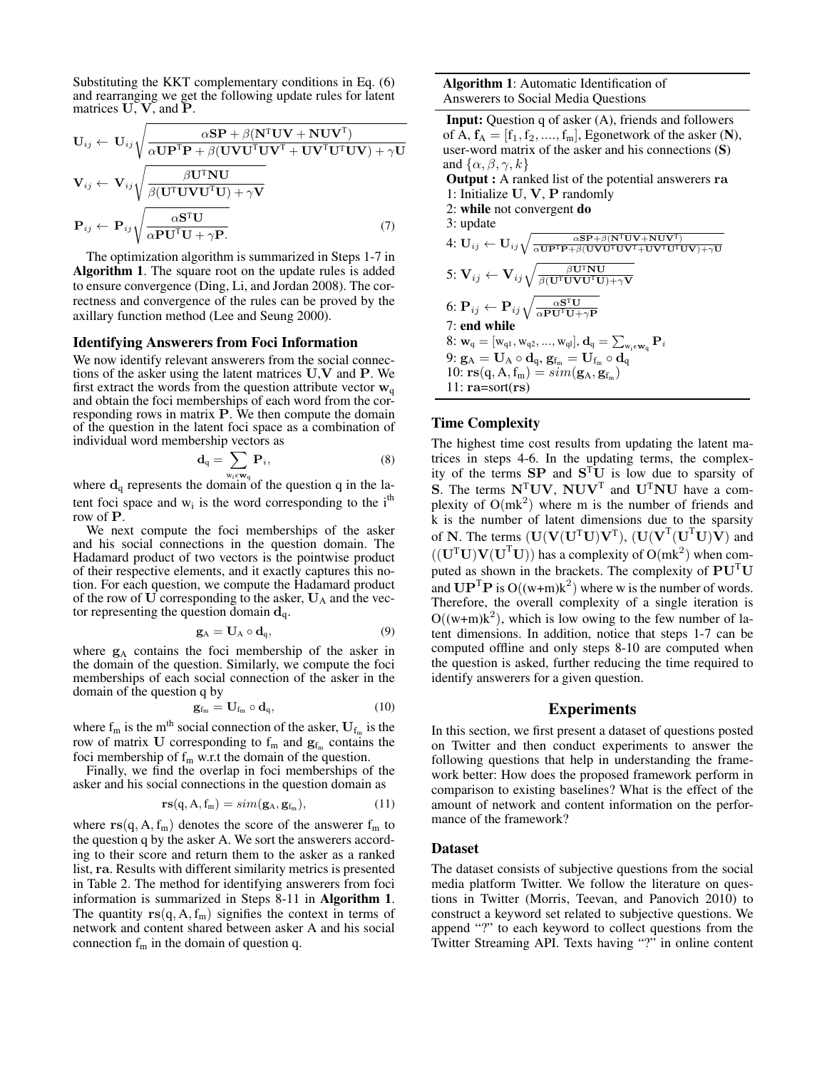Substituting the KKT complementary conditions in Eq. (6) and rearranging we get the following update rules for latent matrices $\mathbf{U}$, $\mathbf{V}$, and $\mathbf{P}$.

$$\mathbf{U}_{ij} \leftarrow \mathbf{U}_{ij}\sqrt{\frac{\alpha\mathbf{SP} + \beta(\mathbf{N}^{\mathrm{T}}\mathbf{UV} + \mathbf{NUV}^{\mathrm{T}})}{\alpha\mathbf{UP}^{\mathrm{T}}\mathbf{P} + \beta(\mathbf{UVU}^{\mathrm{T}}\mathbf{UV}^{\mathrm{T}} + \mathbf{UV}^{\mathrm{T}}\mathbf{U}^{\mathrm{T}}\mathbf{UV}) + \gamma\mathbf{U}}}$$

$$\mathbf{V}_{ij} \leftarrow \mathbf{V}_{ij}\sqrt{\frac{\beta\mathbf{U}^{\mathrm{T}}\mathbf{NU}}{\beta(\mathbf{U}^{\mathrm{T}}\mathbf{UVU}^{\mathrm{T}}\mathbf{U}) + \gamma\mathbf{V}}}$$

$$\mathbf{P}_{ij} \leftarrow \mathbf{P}_{ij}\sqrt{\frac{\alpha\mathbf{S}^{\mathrm{T}}\mathbf{U}}{\alpha\mathbf{PU}^{\mathrm{T}}\mathbf{U} + \gamma\mathbf{P}.}} \tag{7}$$

The optimization algorithm is summarized in Steps 1-7 in **Algorithm 1**. The square root on the update rules is added to ensure convergence (Ding, Li, and Jordan 2008). The correctness and convergence of the rules can be proved by the axillary function method (Lee and Seung 2000).

### Identifying Answerers from Foci Information

We now identify relevant answerers from the social connections of the asker using the latent matrices $\mathbf{U}$,$\mathbf{V}$ and $\mathbf{P}$. We first extract the words from the question attribute vector $\mathbf{w}_{\mathrm{q}}$ and obtain the foci memberships of each word from the corresponding rows in matrix $\mathbf{P}$. We then compute the domain of the question in the latent foci space as a combination of individual word membership vectors as

$$\mathbf{d}_{\mathrm{q}} = \sum_{\mathrm{w_i} \epsilon \mathbf{w}_{\mathrm{q}}} \mathbf{P}_i, \tag{8}$$

where $\mathbf{d}_{\mathrm{q}}$ represents the domain of the question q in the latent foci space and $\mathrm{w_i}$ is the word corresponding to the $\mathrm{i^{th}}$ row of $\mathbf{P}$.

We next compute the foci memberships of the asker and his social connections in the question domain. The Hadamard product of two vectors is the pointwise product of their respective elements, and it exactly captures this notion. For each question, we compute the Hadamard product of the row of $\mathbf{U}$ corresponding to the asker, $\mathbf{U}_{\mathrm{A}}$ and the vector representing the question domain $\mathbf{d}_{\mathrm{q}}$.

$$\mathbf{g}_{\mathrm{A}} = \mathbf{U}_{\mathrm{A}} \circ \mathbf{d}_{\mathrm{q}}, \tag{9}$$

where $\mathbf{g}_{\mathrm{A}}$ contains the foci membership of the asker in the domain of the question. Similarly, we compute the foci memberships of each social connection of the asker in the domain of the question q by

$$\mathbf{g}_{\mathrm{f_m}} = \mathbf{U}_{\mathrm{f_m}} \circ \mathbf{d}_{\mathrm{q}}, \tag{10}$$

where $\mathrm{f_m}$ is the $\mathrm{m^{th}}$ social connection of the asker, $\mathbf{U}_{\mathrm{f_m}}$ is the row of matrix $\mathbf{U}$ corresponding to $\mathrm{f_m}$ and $\mathbf{g}_{\mathrm{f_m}}$ contains the foci membership of $\mathrm{f_m}$ w.r.t the domain of the question.

Finally, we find the overlap in foci memberships of the asker and his social connections in the question domain as

$$\mathbf{rs}(\mathrm{q}, \mathrm{A}, \mathrm{f_m}) = sim(\mathbf{g}_{\mathrm{A}}, \mathbf{g}_{\mathrm{f_m}}), \tag{11}$$

where $\mathbf{rs}(\mathrm{q}, \mathrm{A}, \mathrm{f_m})$ denotes the score of the answerer $\mathrm{f_m}$ to the question q by the asker A. We sort the answerers according to their score and return them to the asker as a ranked list, $\mathbf{ra}$. Results with different similarity metrics is presented in Table 2. The method for identifying answerers from foci information is summarized in Steps 8-11 in **Algorithm 1**. The quantity $\mathbf{rs}(\mathrm{q}, \mathrm{A}, \mathrm{f_m})$ signifies the context in terms of network and content shared between asker A and his social connection $\mathrm{f_m}$ in the domain of question q.

---

**Algorithm 1**: Automatic Identification of Answerers to Social Media Questions

**Input:** Question q of asker (A), friends and followers of A, $\mathbf{f}_{\mathrm{A}} = [\mathrm{f}_1, \mathrm{f}_2, ...., \mathrm{f}_m]$, Egonetwork of the asker ($\mathbf{N}$), user-word matrix of the asker and his connections ($\mathbf{S}$) and $\{\alpha, \beta, \gamma, k\}$

**Output :** A ranked list of the potential answerers $\mathbf{ra}$

1: Initialize $\mathbf{U}$, $\mathbf{V}$, $\mathbf{P}$ randomly

2: **while** not convergent **do**

3: update

4: $\mathbf{U}_{ij} \leftarrow \mathbf{U}_{ij}\sqrt{\frac{\alpha\mathbf{SP}+\beta(\mathbf{N}^{\mathrm{T}}\mathbf{UV}+\mathbf{NUV}^{\mathrm{T}})}{\alpha\mathbf{UP}^{\mathrm{T}}\mathbf{P}+\beta(\mathbf{UVU}^{\mathrm{T}}\mathbf{UV}^{\mathrm{T}}+\mathbf{UV}^{\mathrm{T}}\mathbf{U}^{\mathrm{T}}\mathbf{UV})+\gamma\mathbf{U}}}$

5: $\mathbf{V}_{ij} \leftarrow \mathbf{V}_{ij}\sqrt{\frac{\beta\mathbf{U}^{\mathrm{T}}\mathbf{NU}}{\beta(\mathbf{U}^{\mathrm{T}}\mathbf{UVU}^{\mathrm{T}}\mathbf{U})+\gamma\mathbf{V}}}$

6: $\mathbf{P}_{ij} \leftarrow \mathbf{P}_{ij}\sqrt{\frac{\alpha\mathbf{S}^{\mathrm{T}}\mathbf{U}}{\alpha\mathbf{PU}^{\mathrm{T}}\mathbf{U}+\gamma\mathbf{P}}}$

7: **end while**

8: $\mathbf{w}_{\mathrm{q}} = [\mathrm{w_{q1}}, \mathrm{w_{q2}}, ..., \mathrm{w_{ql}}]$, $\mathbf{d}_{\mathrm{q}} = \sum_{\mathrm{w_i}\epsilon\mathbf{w}_{\mathrm{q}}} \mathbf{P}_i$

9: $\mathbf{g}_{\mathrm{A}} = \mathbf{U}_{\mathrm{A}} \circ \mathbf{d}_{\mathrm{q}}$, $\mathbf{g}_{\mathrm{f_m}} = \mathbf{U}_{\mathrm{f_m}} \circ \mathbf{d}_{\mathrm{q}}$

10: $\mathbf{rs}(\mathrm{q}, \mathrm{A}, \mathrm{f_m}) = sim(\mathbf{g}_{\mathrm{A}}, \mathbf{g}_{\mathrm{f_m}})$

11: $\mathbf{ra}$=sort($\mathbf{rs}$)

---

### Time Complexity

The highest time cost results from updating the latent matrices in steps 4-6. In the updating terms, the complexity of the terms $\mathbf{SP}$ and $\mathbf{S}^{\mathrm{T}}\mathbf{U}$ is low due to sparsity of $\mathbf{S}$. The terms $\mathbf{N}^{\mathrm{T}}\mathbf{UV}$, $\mathbf{NUV}^{\mathrm{T}}$ and $\mathbf{U}^{\mathrm{T}}\mathbf{NU}$ have a complexity of $\mathrm{O(mk^2)}$ where m is the number of friends and k is the number of latent dimensions due to the sparsity of $\mathbf{N}$. The terms $(\mathbf{U}(\mathbf{V}(\mathbf{U}^{\mathrm{T}}\mathbf{U})\mathbf{V}^{\mathrm{T}})$, $(\mathbf{U}(\mathbf{V}^{\mathrm{T}}(\mathbf{U}^{\mathrm{T}}\mathbf{U})\mathbf{V})$ and $((\mathbf{U}^{\mathrm{T}}\mathbf{U})\mathbf{V}(\mathbf{U}^{\mathrm{T}}\mathbf{U}))$ has a complexity of $\mathrm{O(mk^2)}$ when computed as shown in the brackets. The complexity of $\mathbf{PU}^{\mathrm{T}}\mathbf{U}$ and $\mathbf{UP}^{\mathrm{T}}\mathbf{P}$ is $\mathrm{O((w{+}m)k^2)}$ where w is the number of words. Therefore, the overall complexity of a single iteration is $\mathrm{O((w{+}m)k^2)}$, which is low owing to the few number of latent dimensions. In addition, notice that steps 1-7 can be computed offline and only steps 8-10 are computed when the question is asked, further reducing the time required to identify answerers for a given question.

## Experiments

In this section, we first present a dataset of questions posted on Twitter and then conduct experiments to answer the following questions that help in understanding the framework better: How does the proposed framework perform in comparison to existing baselines? What is the effect of the amount of network and content information on the performance of the framework?

### Dataset

The dataset consists of subjective questions from the social media platform Twitter. We follow the literature on questions in Twitter (Morris, Teevan, and Panovich 2010) to construct a keyword set related to subjective questions. We append "?" to each keyword to collect questions from the Twitter Streaming API. Texts having "?" in online content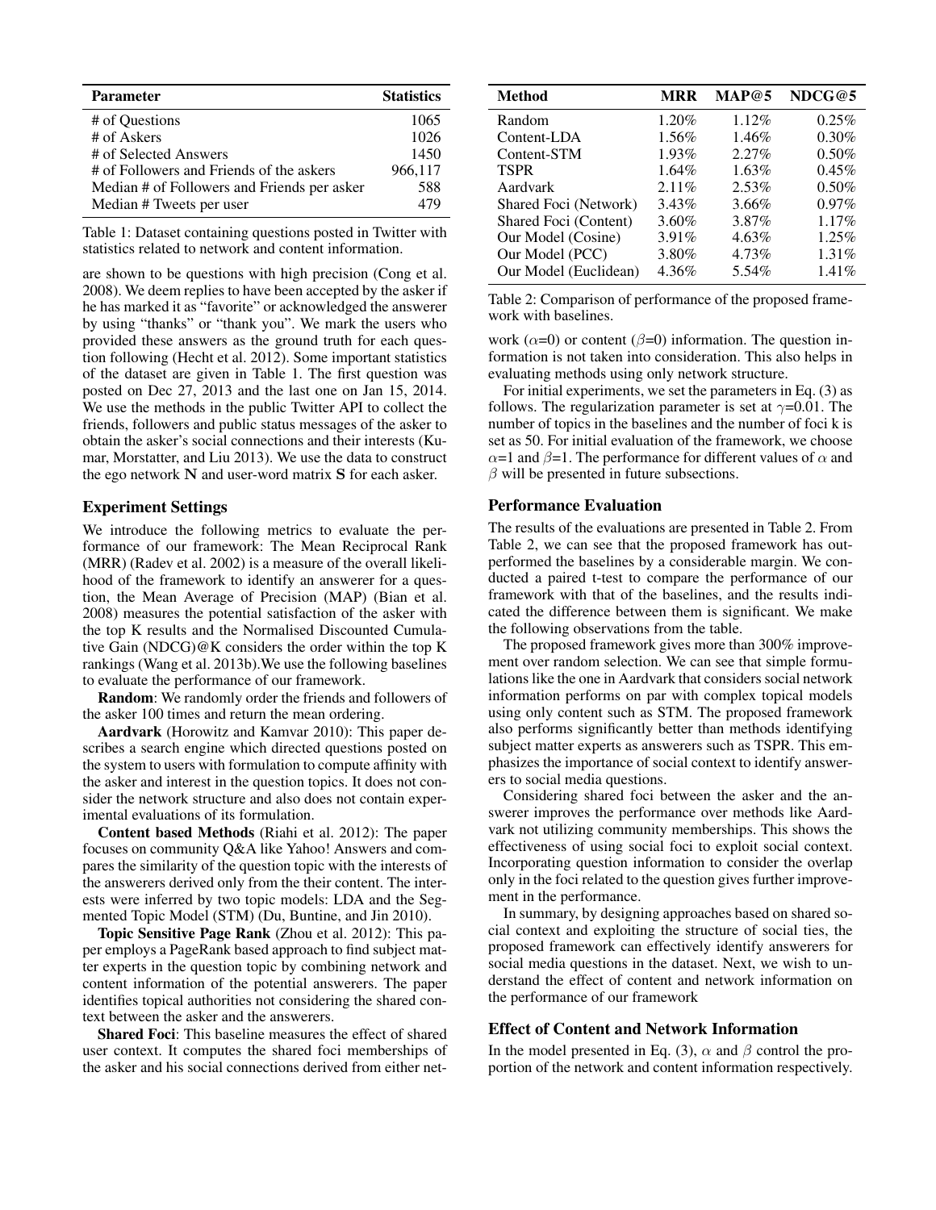| Parameter | Statistics |
|---|---|
| # of Questions | 1065 |
| # of Askers | 1026 |
| # of Selected Answers | 1450 |
| # of Followers and Friends of the askers | 966,117 |
| Median # of Followers and Friends per asker | 588 |
| Median # Tweets per user | 479 |

Table 1: Dataset containing questions posted in Twitter with statistics related to network and content information.

are shown to be questions with high precision (Cong et al. 2008). We deem replies to have been accepted by the asker if he has marked it as "favorite" or acknowledged the answerer by using "thanks" or "thank you". We mark the users who provided these answers as the ground truth for each question following (Hecht et al. 2012). Some important statistics of the dataset are given in Table 1. The first question was posted on Dec 27, 2013 and the last one on Jan 15, 2014. We use the methods in the public Twitter API to collect the friends, followers and public status messages of the asker to obtain the asker's social connections and their interests (Kumar, Morstatter, and Liu 2013). We use the data to construct the ego network **N** and user-word matrix **S** for each asker.

## Experiment Settings

We introduce the following metrics to evaluate the performance of our framework: The Mean Reciprocal Rank (MRR) (Radev et al. 2002) is a measure of the overall likelihood of the framework to identify an answerer for a question, the Mean Average of Precision (MAP) (Bian et al. 2008) measures the potential satisfaction of the asker with the top K results and the Normalised Discounted Cumulative Gain (NDCG)@K considers the order within the top K rankings (Wang et al. 2013b).We use the following baselines to evaluate the performance of our framework.

**Random**: We randomly order the friends and followers of the asker 100 times and return the mean ordering.

**Aardvark** (Horowitz and Kamvar 2010): This paper describes a search engine which directed questions posted on the system to users with formulation to compute affinity with the asker and interest in the question topics. It does not consider the network structure and also does not contain experimental evaluations of its formulation.

**Content based Methods** (Riahi et al. 2012): The paper focuses on community Q&A like Yahoo! Answers and compares the similarity of the question topic with the interests of the answerers derived only from the their content. The interests were inferred by two topic models: LDA and the Segmented Topic Model (STM) (Du, Buntine, and Jin 2010).

**Topic Sensitive Page Rank** (Zhou et al. 2012): This paper employs a PageRank based approach to find subject matter experts in the question topic by combining network and content information of the potential answerers. The paper identifies topical authorities not considering the shared context between the asker and the answerers.

**Shared Foci**: This baseline measures the effect of shared user context. It computes the shared foci memberships of the asker and his social connections derived from either network ($\alpha$=0) or content ($\beta$=0) information. The question information is not taken into consideration. This also helps in evaluating methods using only network structure.

For initial experiments, we set the parameters in Eq. (3) as follows. The regularization parameter is set at $\gamma$=0.01. The number of topics in the baselines and the number of foci k is set as 50. For initial evaluation of the framework, we choose $\alpha$=1 and $\beta$=1. The performance for different values of $\alpha$ and $\beta$ will be presented in future subsections.

| Method | MRR | MAP@5 | NDCG@5 |
|---|---|---|---|
| Random | 1.20% | 1.12% | 0.25% |
| Content-LDA | 1.56% | 1.46% | 0.30% |
| Content-STM | 1.93% | 2.27% | 0.50% |
| TSPR | 1.64% | 1.63% | 0.45% |
| Aardvark | 2.11% | 2.53% | 0.50% |
| Shared Foci (Network) | 3.43% | 3.66% | 0.97% |
| Shared Foci (Content) | 3.60% | 3.87% | 1.17% |
| Our Model (Cosine) | 3.91% | 4.63% | 1.25% |
| Our Model (PCC) | 3.80% | 4.73% | 1.31% |
| Our Model (Euclidean) | 4.36% | 5.54% | 1.41% |

Table 2: Comparison of performance of the proposed framework with baselines.

## Performance Evaluation

The results of the evaluations are presented in Table 2. From Table 2, we can see that the proposed framework has outperformed the baselines by a considerable margin. We conducted a paired t-test to compare the performance of our framework with that of the baselines, and the results indicated the difference between them is significant. We make the following observations from the table.

The proposed framework gives more than 300% improvement over random selection. We can see that simple formulations like the one in Aardvark that considers social network information performs on par with complex topical models using only content such as STM. The proposed framework also performs significantly better than methods identifying subject matter experts as answerers such as TSPR. This emphasizes the importance of social context to identify answerers to social media questions.

Considering shared foci between the asker and the answerer improves the performance over methods like Aardvark not utilizing community memberships. This shows the effectiveness of using social foci to exploit social context. Incorporating question information to consider the overlap only in the foci related to the question gives further improvement in the performance.

In summary, by designing approaches based on shared social context and exploiting the structure of social ties, the proposed framework can effectively identify answerers for social media questions in the dataset. Next, we wish to understand the effect of content and network information on the performance of our framework

## Effect of Content and Network Information

In the model presented in Eq. (3), $\alpha$ and $\beta$ control the proportion of the network and content information respectively.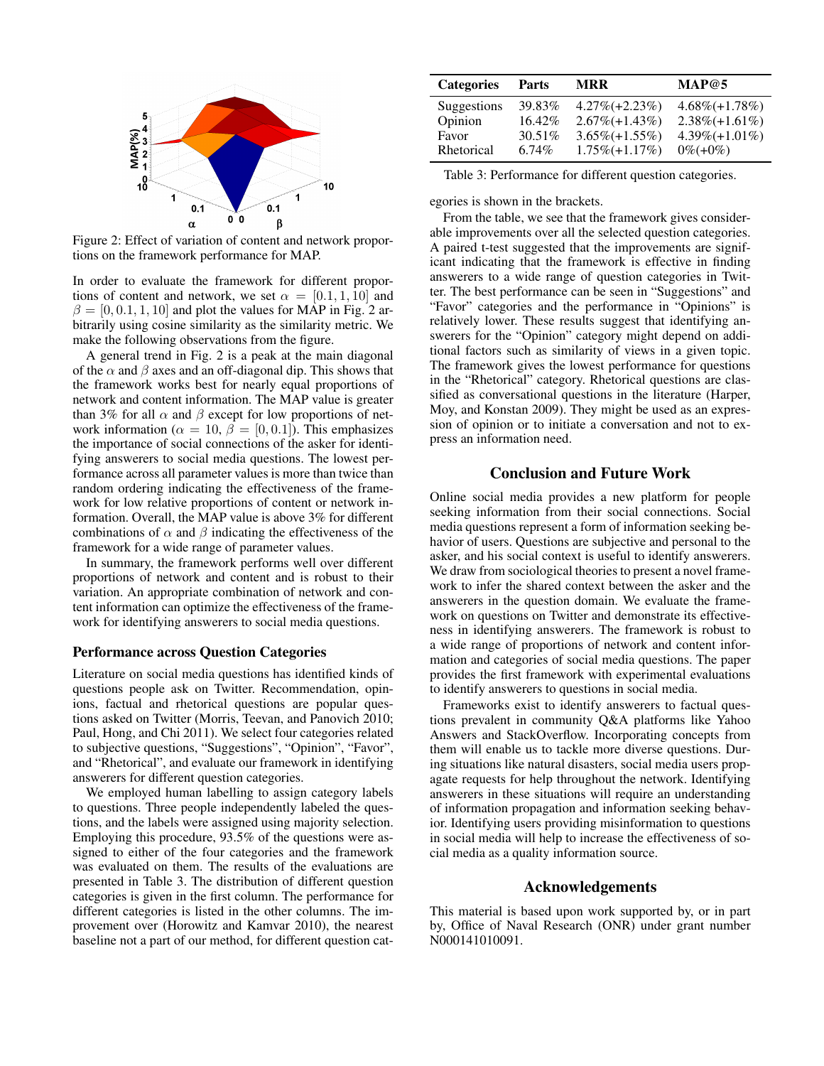Figure 2: Effect of variation of content and network proportions on the framework performance for MAP.

In order to evaluate the framework for different proportions of content and network, we set $\alpha = [0.1, 1, 10]$ and $\beta = [0, 0.1, 1, 10]$ and plot the values for MAP in Fig. 2 arbitrarily using cosine similarity as the similarity metric. We make the following observations from the figure.

A general trend in Fig. 2 is a peak at the main diagonal of the $\alpha$ and $\beta$ axes and an off-diagonal dip. This shows that the framework works best for nearly equal proportions of network and content information. The MAP value is greater than 3% for all $\alpha$ and $\beta$ except for low proportions of network information ($\alpha = 10$, $\beta = [0, 0.1]$). This emphasizes the importance of social connections of the asker for identifying answerers to social media questions. The lowest performance across all parameter values is more than twice than random ordering indicating the effectiveness of the framework for low relative proportions of content or network information. Overall, the MAP value is above 3% for different combinations of $\alpha$ and $\beta$ indicating the effectiveness of the framework for a wide range of parameter values.

In summary, the framework performs well over different proportions of network and content and is robust to their variation. An appropriate combination of network and content information can optimize the effectiveness of the framework for identifying answerers to social media questions.

### Performance across Question Categories

Literature on social media questions has identified kinds of questions people ask on Twitter. Recommendation, opinions, factual and rhetorical questions are popular questions asked on Twitter (Morris, Teevan, and Panovich 2010; Paul, Hong, and Chi 2011). We select four categories related to subjective questions, "Suggestions", "Opinion", "Favor", and "Rhetorical", and evaluate our framework in identifying answerers for different question categories.

We employed human labelling to assign category labels to questions. Three people independently labeled the questions, and the labels were assigned using majority selection. Employing this procedure, 93.5% of the questions were assigned to either of the four categories and the framework was evaluated on them. The results of the evaluations are presented in Table 3. The distribution of different question categories is given in the first column. The performance for different categories is listed in the other columns. The improvement over (Horowitz and Kamvar 2010), the nearest baseline not a part of our method, for different question categories is shown in the brackets.

| Categories | Parts | MRR | MAP@5 |
|---|---|---|---|
| Suggestions | 39.83% | 4.27%(+2.23%) | 4.68%(+1.78%) |
| Opinion | 16.42% | 2.67%(+1.43%) | 2.38%(+1.61%) |
| Favor | 30.51% | 3.65%(+1.55%) | 4.39%(+1.01%) |
| Rhetorical | 6.74% | 1.75%(+1.17%) | 0%(+0%) |

Table 3: Performance for different question categories.

From the table, we see that the framework gives considerable improvements over all the selected question categories. A paired t-test suggested that the improvements are significant indicating that the framework is effective in finding answerers to a wide range of question categories in Twitter. The best performance can be seen in "Suggestions" and "Favor" categories and the performance in "Opinions" is relatively lower. These results suggest that identifying answerers for the "Opinion" category might depend on additional factors such as similarity of views in a given topic. The framework gives the lowest performance for questions in the "Rhetorical" category. Rhetorical questions are classified as conversational questions in the literature (Harper, Moy, and Konstan 2009). They might be used as an expression of opinion or to initiate a conversation and not to express an information need.

## Conclusion and Future Work

Online social media provides a new platform for people seeking information from their social connections. Social media questions represent a form of information seeking behavior of users. Questions are subjective and personal to the asker, and his social context is useful to identify answerers. We draw from sociological theories to present a novel framework to infer the shared context between the asker and the answerers in the question domain. We evaluate the framework on questions on Twitter and demonstrate its effectiveness in identifying answerers. The framework is robust to a wide range of proportions of network and content information and categories of social media questions. The paper provides the first framework with experimental evaluations to identify answerers to questions in social media.

Frameworks exist to identify answerers to factual questions prevalent in community Q&A platforms like Yahoo Answers and StackOverflow. Incorporating concepts from them will enable us to tackle more diverse questions. During situations like natural disasters, social media users propagate requests for help throughout the network. Identifying answerers in these situations will require an understanding of information propagation and information seeking behavior. Identifying users providing misinformation to questions in social media will help to increase the effectiveness of social media as a quality information source.

## Acknowledgements

This material is based upon work supported by, or in part by, Office of Naval Research (ONR) under grant number N000141010091.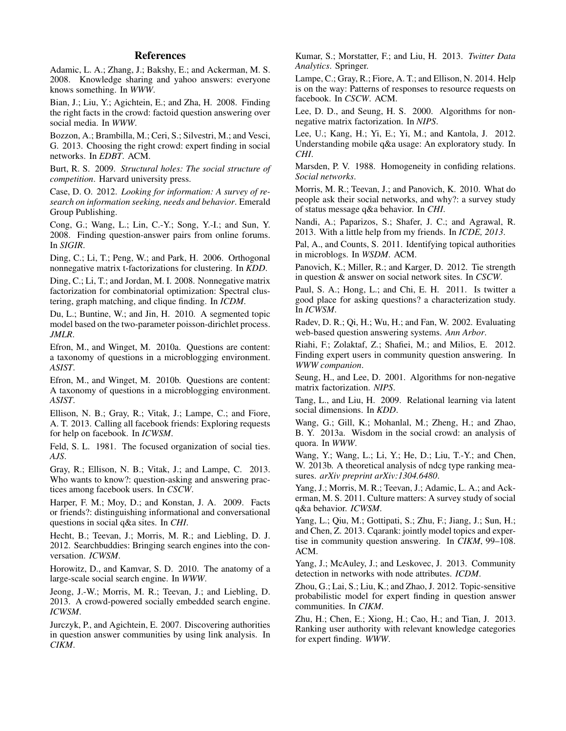## References

Adamic, L. A.; Zhang, J.; Bakshy, E.; and Ackerman, M. S. 2008. Knowledge sharing and yahoo answers: everyone knows something. In *WWW*.

Bian, J.; Liu, Y.; Agichtein, E.; and Zha, H. 2008. Finding the right facts in the crowd: factoid question answering over social media. In *WWW*.

Bozzon, A.; Brambilla, M.; Ceri, S.; Silvestri, M.; and Vesci, G. 2013. Choosing the right crowd: expert finding in social networks. In *EDBT*. ACM.

Burt, R. S. 2009. *Structural holes: The social structure of competition*. Harvard university press.

Case, D. O. 2012. *Looking for information: A survey of research on information seeking, needs and behavior*. Emerald Group Publishing.

Cong, G.; Wang, L.; Lin, C.-Y.; Song, Y.-I.; and Sun, Y. 2008. Finding question-answer pairs from online forums. In *SIGIR*.

Ding, C.; Li, T.; Peng, W.; and Park, H. 2006. Orthogonal nonnegative matrix t-factorizations for clustering. In *KDD*.

Ding, C.; Li, T.; and Jordan, M. I. 2008. Nonnegative matrix factorization for combinatorial optimization: Spectral clustering, graph matching, and clique finding. In *ICDM*.

Du, L.; Buntine, W.; and Jin, H. 2010. A segmented topic model based on the two-parameter poisson-dirichlet process. *JMLR*.

Efron, M., and Winget, M. 2010a. Questions are content: a taxonomy of questions in a microblogging environment. *ASIST*.

Efron, M., and Winget, M. 2010b. Questions are content: A taxonomy of questions in a microblogging environment. *ASIST*.

Ellison, N. B.; Gray, R.; Vitak, J.; Lampe, C.; and Fiore, A. T. 2013. Calling all facebook friends: Exploring requests for help on facebook. In *ICWSM*.

Feld, S. L. 1981. The focused organization of social ties. *AJS*.

Gray, R.; Ellison, N. B.; Vitak, J.; and Lampe, C. 2013. Who wants to know?: question-asking and answering practices among facebook users. In *CSCW*.

Harper, F. M.; Moy, D.; and Konstan, J. A. 2009. Facts or friends?: distinguishing informational and conversational questions in social q&a sites. In *CHI*.

Hecht, B.; Teevan, J.; Morris, M. R.; and Liebling, D. J. 2012. Searchbuddies: Bringing search engines into the conversation. *ICWSM*.

Horowitz, D., and Kamvar, S. D. 2010. The anatomy of a large-scale social search engine. In *WWW*.

Jeong, J.-W.; Morris, M. R.; Teevan, J.; and Liebling, D. 2013. A crowd-powered socially embedded search engine. *ICWSM*.

Jurczyk, P., and Agichtein, E. 2007. Discovering authorities in question answer communities by using link analysis. In *CIKM*.

Kumar, S.; Morstatter, F.; and Liu, H. 2013. *Twitter Data Analytics*. Springer.

Lampe, C.; Gray, R.; Fiore, A. T.; and Ellison, N. 2014. Help is on the way: Patterns of responses to resource requests on facebook. In *CSCW*. ACM.

Lee, D. D., and Seung, H. S. 2000. Algorithms for non-negative matrix factorization. In *NIPS*.

Lee, U.; Kang, H.; Yi, E.; Yi, M.; and Kantola, J. 2012. Understanding mobile q&a usage: An exploratory study. In *CHI*.

Marsden, P. V. 1988. Homogeneity in confiding relations. *Social networks*.

Morris, M. R.; Teevan, J.; and Panovich, K. 2010. What do people ask their social networks, and why?: a survey study of status message q&a behavior. In *CHI*.

Nandi, A.; Paparizos, S.; Shafer, J. C.; and Agrawal, R. 2013. With a little help from my friends. In *ICDE, 2013*.

Pal, A., and Counts, S. 2011. Identifying topical authorities in microblogs. In *WSDM*. ACM.

Panovich, K.; Miller, R.; and Karger, D. 2012. Tie strength in question & answer on social network sites. In *CSCW*.

Paul, S. A.; Hong, L.; and Chi, E. H. 2011. Is twitter a good place for asking questions? a characterization study. In *ICWSM*.

Radev, D. R.; Qi, H.; Wu, H.; and Fan, W. 2002. Evaluating web-based question answering systems. *Ann Arbor*.

Riahi, F.; Zolaktaf, Z.; Shafiei, M.; and Milios, E. 2012. Finding expert users in community question answering. In *WWW companion*.

Seung, H., and Lee, D. 2001. Algorithms for non-negative matrix factorization. *NIPS*.

Tang, L., and Liu, H. 2009. Relational learning via latent social dimensions. In *KDD*.

Wang, G.; Gill, K.; Mohanlal, M.; Zheng, H.; and Zhao, B. Y. 2013a. Wisdom in the social crowd: an analysis of quora. In *WWW*.

Wang, Y.; Wang, L.; Li, Y.; He, D.; Liu, T.-Y.; and Chen, W. 2013b. A theoretical analysis of ndcg type ranking measures. *arXiv preprint arXiv:1304.6480*.

Yang, J.; Morris, M. R.; Teevan, J.; Adamic, L. A.; and Ackerman, M. S. 2011. Culture matters: A survey study of social q&a behavior. *ICWSM*.

Yang, L.; Qiu, M.; Gottipati, S.; Zhu, F.; Jiang, J.; Sun, H.; and Chen, Z. 2013. Cqarank: jointly model topics and expertise in community question answering. In *CIKM*, 99–108. ACM.

Yang, J.; McAuley, J.; and Leskovec, J. 2013. Community detection in networks with node attributes. *ICDM*.

Zhou, G.; Lai, S.; Liu, K.; and Zhao, J. 2012. Topic-sensitive probabilistic model for expert finding in question answer communities. In *CIKM*.

Zhu, H.; Chen, E.; Xiong, H.; Cao, H.; and Tian, J. 2013. Ranking user authority with relevant knowledge categories for expert finding. *WWW*.